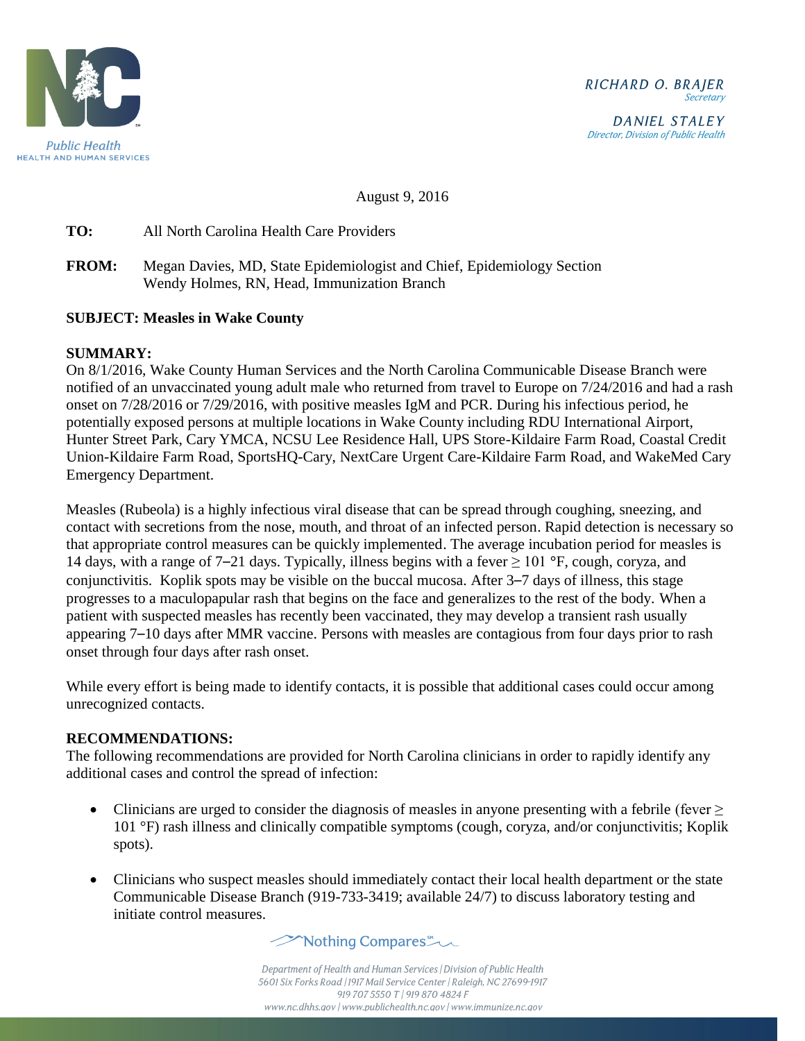Public Health
HEALTH AND HUMAN SERVICES

RICHARD O. BRAJER
*Secretary*

DANIEL STALEY
*Director, Division of Public Health*

August 9, 2016

**TO:** All North Carolina Health Care Providers

**FROM:** Megan Davies, MD, State Epidemiologist and Chief, Epidemiology Section
Wendy Holmes, RN, Head, Immunization Branch

**SUBJECT: Measles in Wake County**

**SUMMARY:**
On 8/1/2016, Wake County Human Services and the North Carolina Communicable Disease Branch were notified of an unvaccinated young adult male who returned from travel to Europe on 7/24/2016 and had a rash onset on 7/28/2016 or 7/29/2016, with positive measles IgM and PCR. During his infectious period, he potentially exposed persons at multiple locations in Wake County including RDU International Airport, Hunter Street Park, Cary YMCA, NCSU Lee Residence Hall, UPS Store-Kildaire Farm Road, Coastal Credit Union-Kildaire Farm Road, SportsHQ-Cary, NextCare Urgent Care-Kildaire Farm Road, and WakeMed Cary Emergency Department.

Measles (Rubeola) is a highly infectious viral disease that can be spread through coughing, sneezing, and contact with secretions from the nose, mouth, and throat of an infected person. Rapid detection is necessary so that appropriate control measures can be quickly implemented. The average incubation period for measles is 14 days, with a range of 7–21 days. Typically, illness begins with a fever ≥ 101 °F, cough, coryza, and conjunctivitis. Koplik spots may be visible on the buccal mucosa. After 3–7 days of illness, this stage progresses to a maculopapular rash that begins on the face and generalizes to the rest of the body. When a patient with suspected measles has recently been vaccinated, they may develop a transient rash usually appearing 7–10 days after MMR vaccine. Persons with measles are contagious from four days prior to rash onset through four days after rash onset.

While every effort is being made to identify contacts, it is possible that additional cases could occur among unrecognized contacts.

**RECOMMENDATIONS:**
The following recommendations are provided for North Carolina clinicians in order to rapidly identify any additional cases and control the spread of infection:

- Clinicians are urged to consider the diagnosis of measles in anyone presenting with a febrile (fever ≥ 101 °F) rash illness and clinically compatible symptoms (cough, coryza, and/or conjunctivitis; Koplik spots).

- Clinicians who suspect measles should immediately contact their local health department or the state Communicable Disease Branch (919-733-3419; available 24/7) to discuss laboratory testing and initiate control measures.

Nothing Compares℠

*Department of Health and Human Services | Division of Public Health*
*5601 Six Forks Road | 1917 Mail Service Center | Raleigh, NC 27699-1917*
*919 707 5550 T | 919 870 4824 F*
*www.nc.dhhs.gov | www.publichealth.nc.gov | www.immunize.nc.gov*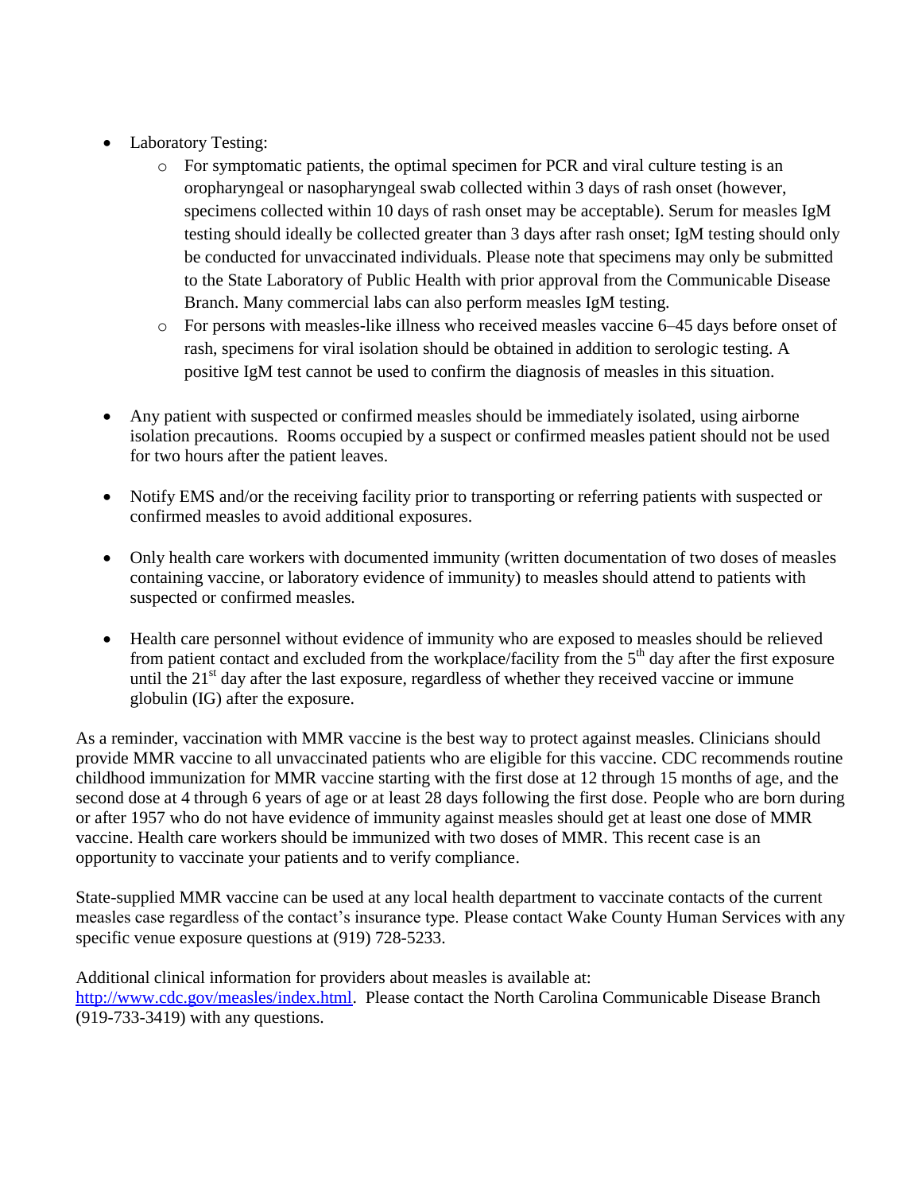- Laboratory Testing:
    - For symptomatic patients, the optimal specimen for PCR and viral culture testing is an oropharyngeal or nasopharyngeal swab collected within 3 days of rash onset (however, specimens collected within 10 days of rash onset may be acceptable). Serum for measles IgM testing should ideally be collected greater than 3 days after rash onset; IgM testing should only be conducted for unvaccinated individuals. Please note that specimens may only be submitted to the State Laboratory of Public Health with prior approval from the Communicable Disease Branch. Many commercial labs can also perform measles IgM testing.
    - For persons with measles-like illness who received measles vaccine 6–45 days before onset of rash, specimens for viral isolation should be obtained in addition to serologic testing. A positive IgM test cannot be used to confirm the diagnosis of measles in this situation.

- Any patient with suspected or confirmed measles should be immediately isolated, using airborne isolation precautions. Rooms occupied by a suspect or confirmed measles patient should not be used for two hours after the patient leaves.

- Notify EMS and/or the receiving facility prior to transporting or referring patients with suspected or confirmed measles to avoid additional exposures.

- Only health care workers with documented immunity (written documentation of two doses of measles containing vaccine, or laboratory evidence of immunity) to measles should attend to patients with suspected or confirmed measles.

- Health care personnel without evidence of immunity who are exposed to measles should be relieved from patient contact and excluded from the workplace/facility from the 5th day after the first exposure until the 21st day after the last exposure, regardless of whether they received vaccine or immune globulin (IG) after the exposure.

As a reminder, vaccination with MMR vaccine is the best way to protect against measles. Clinicians should provide MMR vaccine to all unvaccinated patients who are eligible for this vaccine. CDC recommends routine childhood immunization for MMR vaccine starting with the first dose at 12 through 15 months of age, and the second dose at 4 through 6 years of age or at least 28 days following the first dose. People who are born during or after 1957 who do not have evidence of immunity against measles should get at least one dose of MMR vaccine. Health care workers should be immunized with two doses of MMR. This recent case is an opportunity to vaccinate your patients and to verify compliance.

State-supplied MMR vaccine can be used at any local health department to vaccinate contacts of the current measles case regardless of the contact's insurance type. Please contact Wake County Human Services with any specific venue exposure questions at (919) 728-5233.

Additional clinical information for providers about measles is available at: [http://www.cdc.gov/measles/index.html](http://www.cdc.gov/measles/index.html). Please contact the North Carolina Communicable Disease Branch (919-733-3419) with any questions.